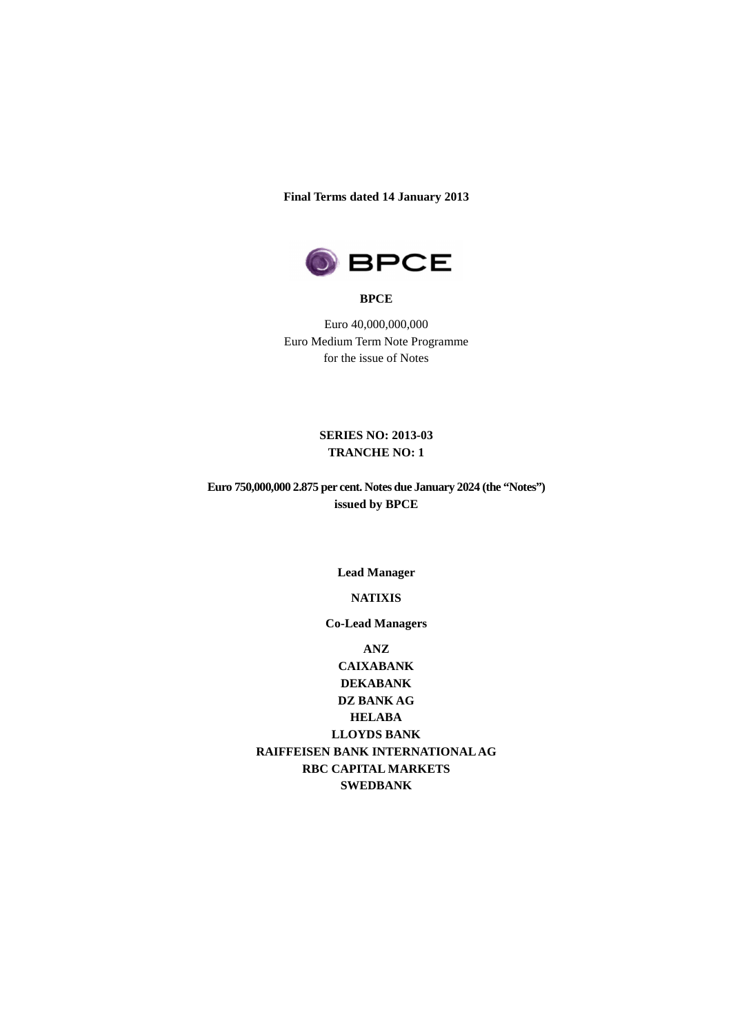**Final Terms dated 14 January 2013**

**BPCE**

Euro 40,000,000,000
Euro Medium Term Note Programme
for the issue of Notes

**SERIES NO: 2013-03**
**TRANCHE NO: 1**

**Euro 750,000,000 2.875 per cent. Notes due January 2024 (the "Notes")**
**issued by BPCE**

**Lead Manager**

**NATIXIS**

**Co-Lead Managers**

**ANZ**
**CAIXABANK**
**DEKABANK**
**DZ BANK AG**
**HELABA**
**LLOYDS BANK**
**RAIFFEISEN BANK INTERNATIONAL AG**
**RBC CAPITAL MARKETS**
**SWEDBANK**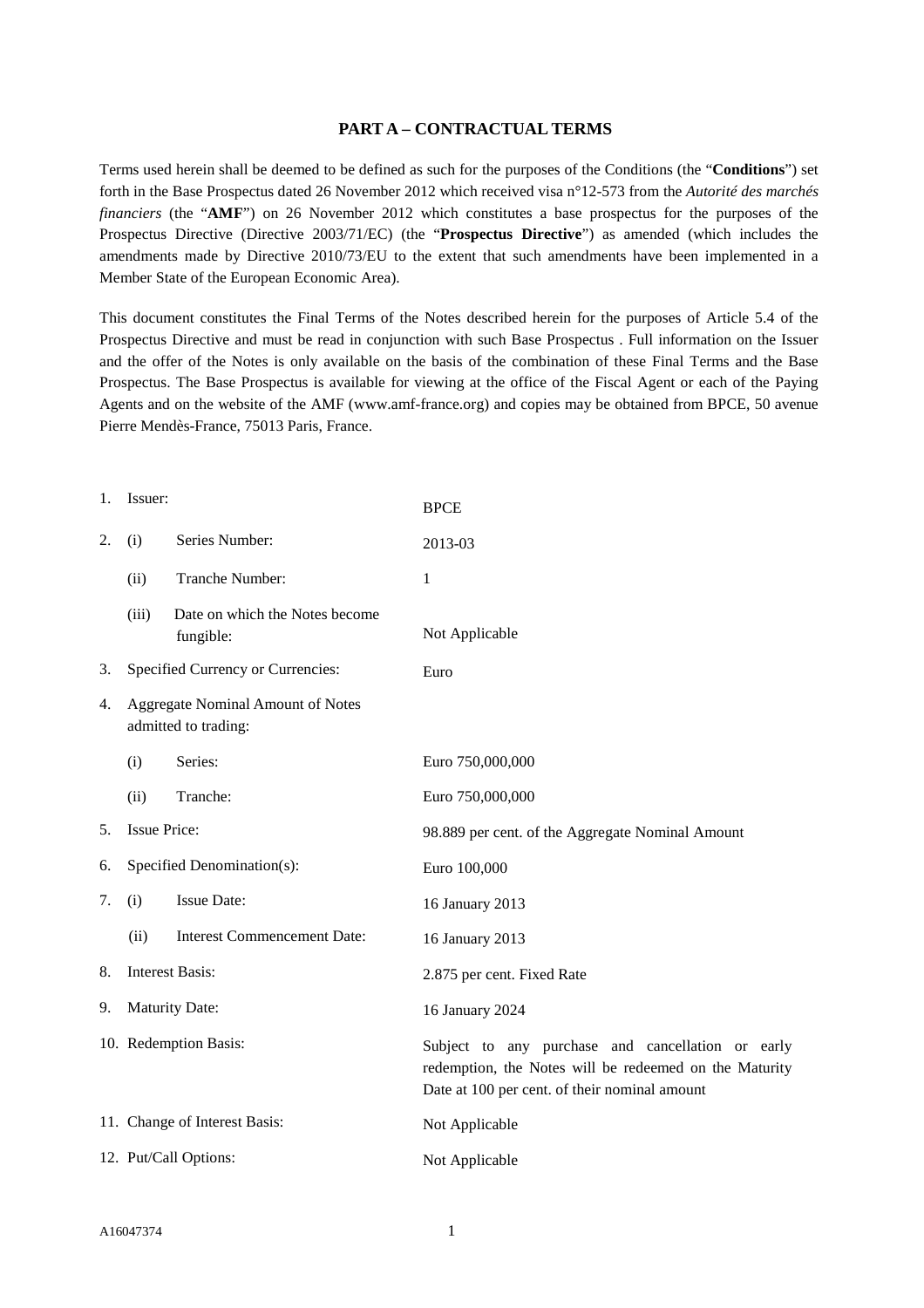## PART A – CONTRACTUAL TERMS

Terms used herein shall be deemed to be defined as such for the purposes of the Conditions (the "**Conditions**") set forth in the Base Prospectus dated 26 November 2012 which received visa n°12-573 from the *Autorité des marchés financiers* (the "**AMF**") on 26 November 2012 which constitutes a base prospectus for the purposes of the Prospectus Directive (Directive 2003/71/EC) (the "**Prospectus Directive**") as amended (which includes the amendments made by Directive 2010/73/EU to the extent that such amendments have been implemented in a Member State of the European Economic Area).

This document constitutes the Final Terms of the Notes described herein for the purposes of Article 5.4 of the Prospectus Directive and must be read in conjunction with such Base Prospectus . Full information on the Issuer and the offer of the Notes is only available on the basis of the combination of these Final Terms and the Base Prospectus. The Base Prospectus is available for viewing at the office of the Fiscal Agent or each of the Paying Agents and on the website of the AMF (www.amf-france.org) and copies may be obtained from BPCE, 50 avenue Pierre Mendès-France, 75013 Paris, France.

| | | |
|---|---|---|
| 1. | Issuer: | BPCE |
| 2. | (i) Series Number: | 2013-03 |
| | (ii) Tranche Number: | 1 |
| | (iii) Date on which the Notes become fungible: | Not Applicable |
| 3. | Specified Currency or Currencies: | Euro |
| 4. | Aggregate Nominal Amount of Notes admitted to trading: | |
| | (i) Series: | Euro 750,000,000 |
| | (ii) Tranche: | Euro 750,000,000 |
| 5. | Issue Price: | 98.889 per cent. of the Aggregate Nominal Amount |
| 6. | Specified Denomination(s): | Euro 100,000 |
| 7. | (i) Issue Date: | 16 January 2013 |
| | (ii) Interest Commencement Date: | 16 January 2013 |
| 8. | Interest Basis: | 2.875 per cent. Fixed Rate |
| 9. | Maturity Date: | 16 January 2024 |
| 10. | Redemption Basis: | Subject to any purchase and cancellation or early redemption, the Notes will be redeemed on the Maturity Date at 100 per cent. of their nominal amount |
| 11. | Change of Interest Basis: | Not Applicable |
| 12. | Put/Call Options: | Not Applicable |

A16047374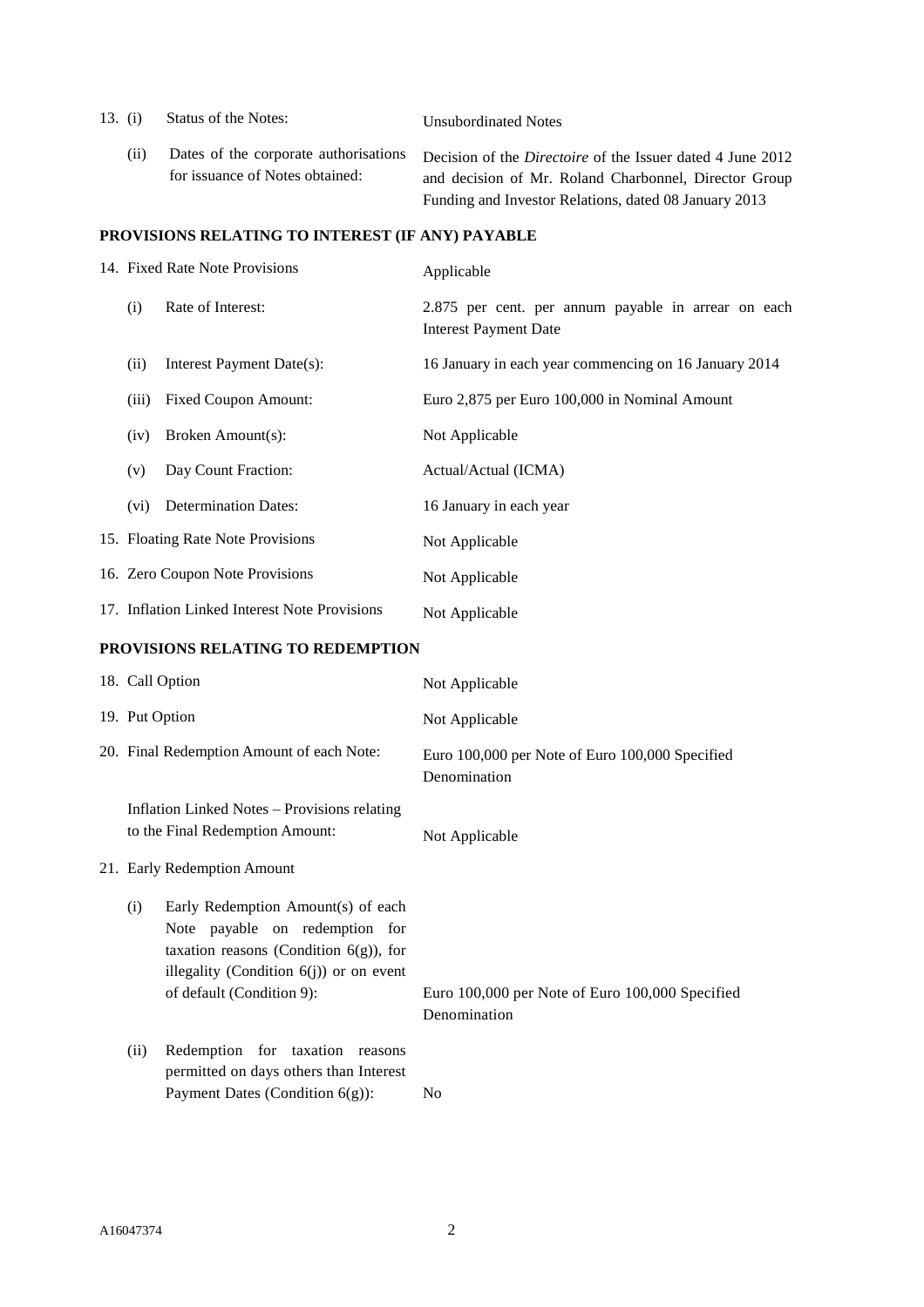| | | |
|---|---|---|
| 13. (i) | Status of the Notes: | Unsubordinated Notes |
| (ii) | Dates of the corporate authorisations for issuance of Notes obtained: | Decision of the *Directoire* of the Issuer dated 4 June 2012 and decision of Mr. Roland Charbonnel, Director Group Funding and Investor Relations, dated 08 January 2013 |

**PROVISIONS RELATING TO INTEREST (IF ANY) PAYABLE**

| | | |
|---|---|---|
| 14. | Fixed Rate Note Provisions | Applicable |
| (i) | Rate of Interest: | 2.875 per cent. per annum payable in arrear on each Interest Payment Date |
| (ii) | Interest Payment Date(s): | 16 January in each year commencing on 16 January 2014 |
| (iii) | Fixed Coupon Amount: | Euro 2,875 per Euro 100,000 in Nominal Amount |
| (iv) | Broken Amount(s): | Not Applicable |
| (v) | Day Count Fraction: | Actual/Actual (ICMA) |
| (vi) | Determination Dates: | 16 January in each year |
| 15. | Floating Rate Note Provisions | Not Applicable |
| 16. | Zero Coupon Note Provisions | Not Applicable |
| 17. | Inflation Linked Interest Note Provisions | Not Applicable |

**PROVISIONS RELATING TO REDEMPTION**

| | | |
|---|---|---|
| 18. | Call Option | Not Applicable |
| 19. | Put Option | Not Applicable |
| 20. | Final Redemption Amount of each Note: | Euro 100,000 per Note of Euro 100,000 Specified Denomination |
| | Inflation Linked Notes – Provisions relating to the Final Redemption Amount: | Not Applicable |
| 21. | Early Redemption Amount | |
| (i) | Early Redemption Amount(s) of each Note payable on redemption for taxation reasons (Condition 6(g)), for illegality (Condition 6(j)) or on event of default (Condition 9): | Euro 100,000 per Note of Euro 100,000 Specified Denomination |
| (ii) | Redemption for taxation reasons permitted on days others than Interest Payment Dates (Condition 6(g)): | No |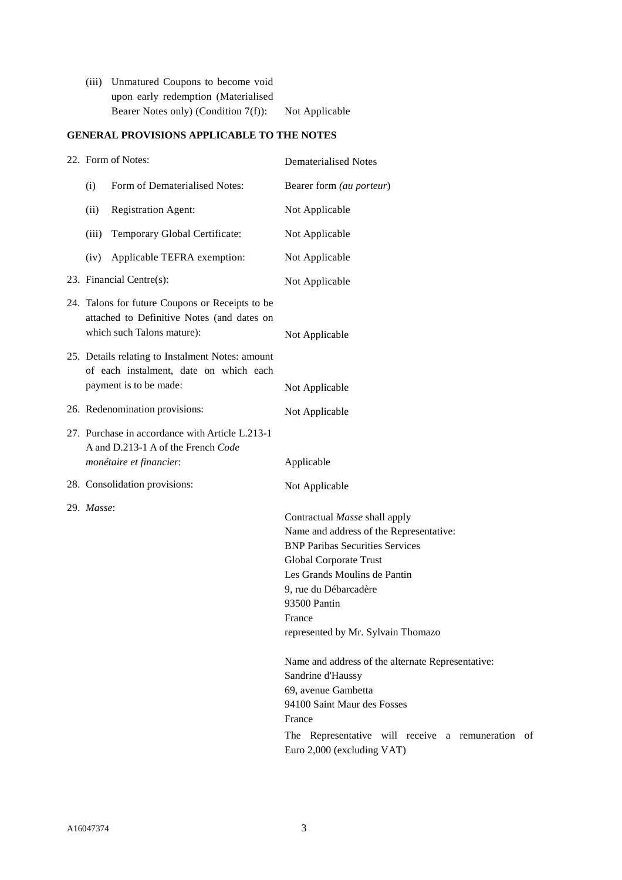| | |
|---|---|
| (iii) Unmatured Coupons to become void upon early redemption (Materialised Bearer Notes only) (Condition 7(f)): | Not Applicable |

**GENERAL PROVISIONS APPLICABLE TO THE NOTES**

| | |
|---|---|
| 22. Form of Notes: | Dematerialised Notes |
| (i) Form of Dematerialised Notes: | Bearer form *(au porteur)* |
| (ii) Registration Agent: | Not Applicable |
| (iii) Temporary Global Certificate: | Not Applicable |
| (iv) Applicable TEFRA exemption: | Not Applicable |
| 23. Financial Centre(s): | Not Applicable |
| 24. Talons for future Coupons or Receipts to be attached to Definitive Notes (and dates on which such Talons mature): | Not Applicable |
| 25. Details relating to Instalment Notes: amount of each instalment, date on which each payment is to be made: | Not Applicable |
| 26. Redenomination provisions: | Not Applicable |
| 27. Purchase in accordance with Article L.213-1 A and D.213-1 A of the French *Code monétaire et financier*: | Applicable |
| 28. Consolidation provisions: | Not Applicable |
| 29. *Masse*: | Contractual *Masse* shall apply<br>Name and address of the Representative:<br>BNP Paribas Securities Services<br>Global Corporate Trust<br>Les Grands Moulins de Pantin<br>9, rue du Débarcadère<br>93500 Pantin<br>France<br>represented by Mr. Sylvain Thomazo<br><br>Name and address of the alternate Representative:<br>Sandrine d'Haussy<br>69, avenue Gambetta<br>94100 Saint Maur des Fosses<br>France<br>The Representative will receive a remuneration of Euro 2,000 (excluding VAT) |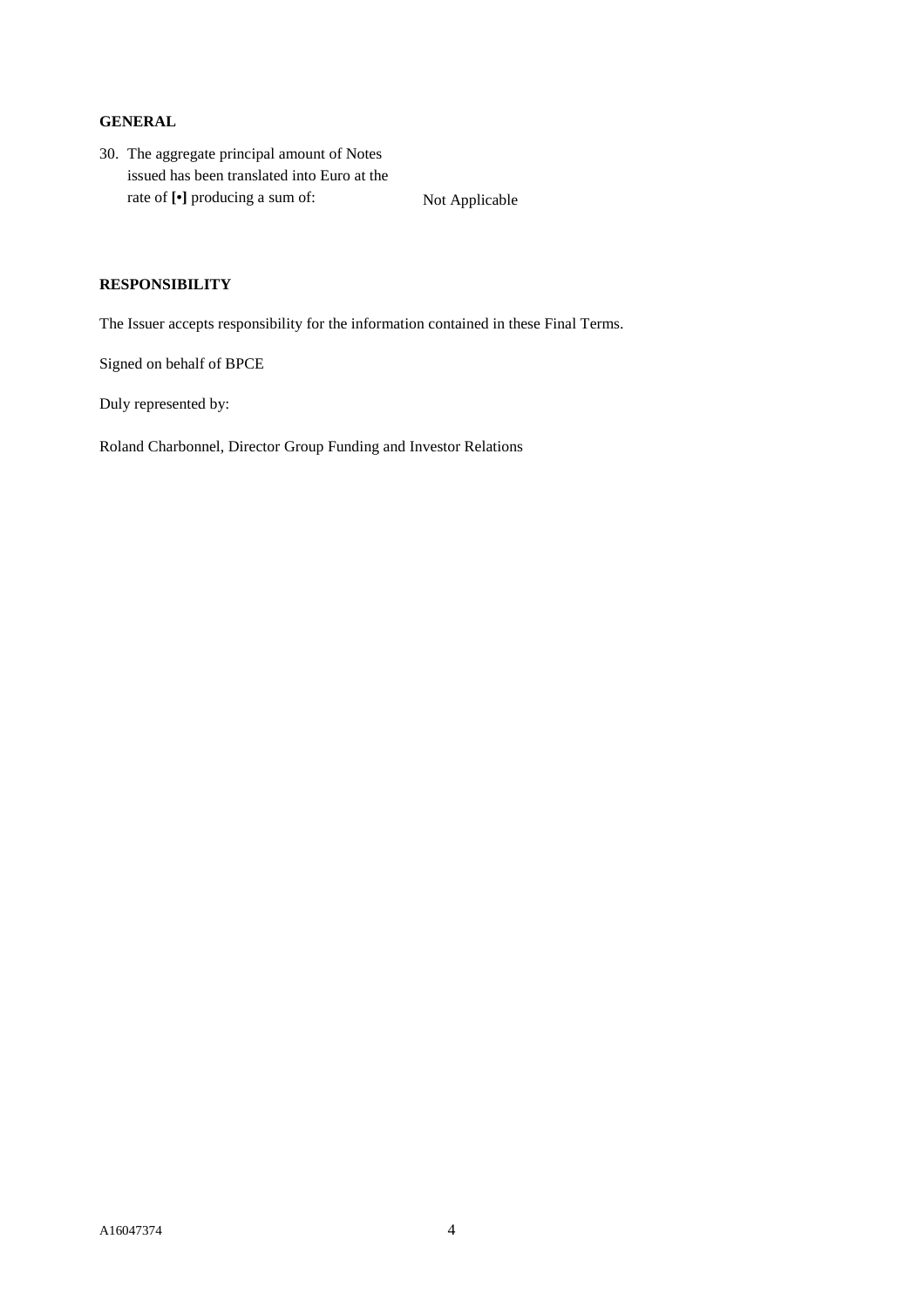**GENERAL**

30. The aggregate principal amount of Notes issued has been translated into Euro at the rate of **[•]** producing a sum of: Not Applicable

**RESPONSIBILITY**

The Issuer accepts responsibility for the information contained in these Final Terms.

Signed on behalf of BPCE

Duly represented by:

Roland Charbonnel, Director Group Funding and Investor Relations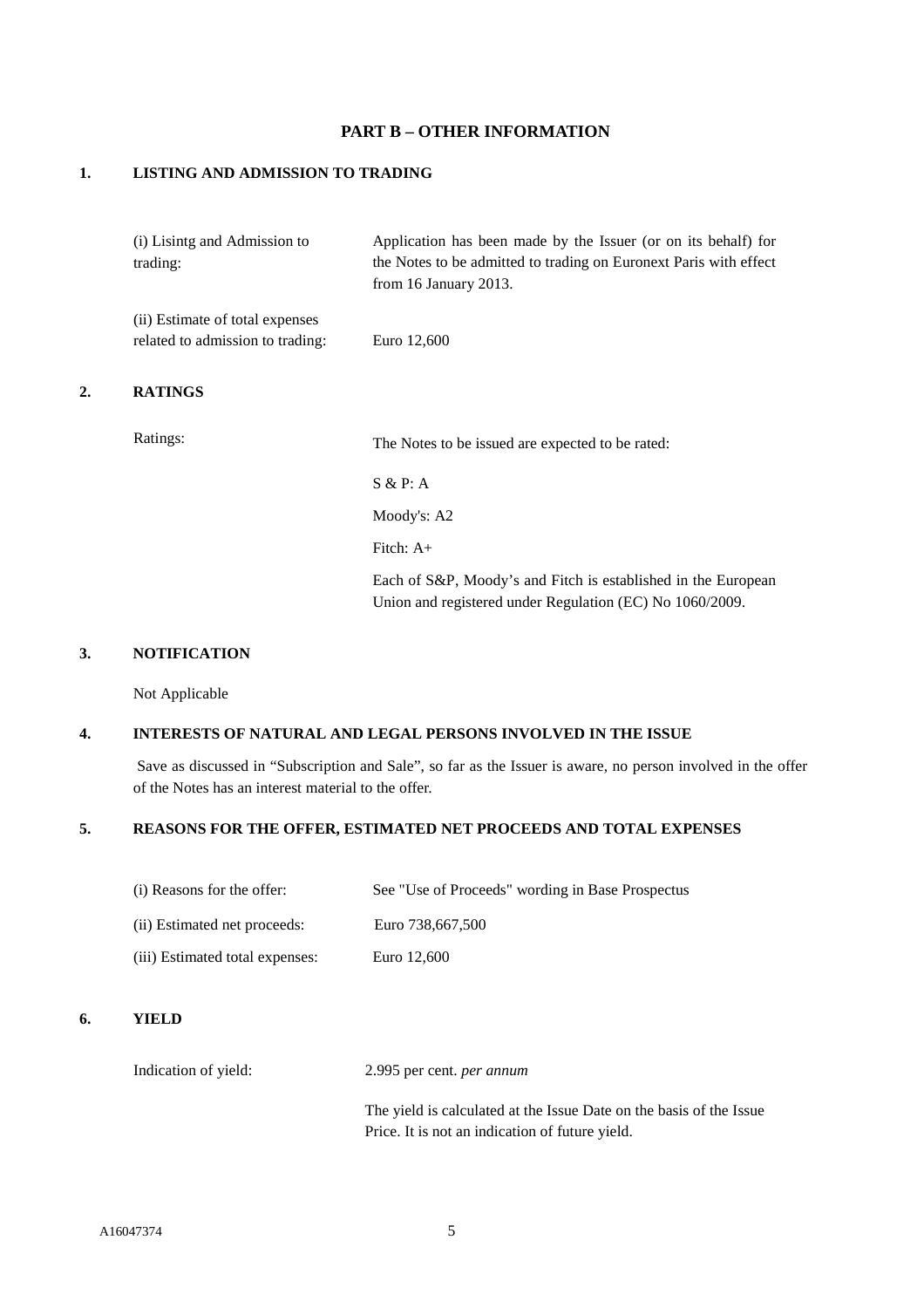## PART B – OTHER INFORMATION

### 1. LISTING AND ADMISSION TO TRADING

| | |
|---|---|
| (i) Lisintg and Admission to trading: | Application has been made by the Issuer (or on its behalf) for the Notes to be admitted to trading on Euronext Paris with effect from 16 January 2013. |
| (ii) Estimate of total expenses related to admission to trading: | Euro 12,600 |

### 2. RATINGS

| | |
|---|---|
| Ratings: | The Notes to be issued are expected to be rated: |
| | S & P: A |
| | Moody's: A2 |
| | Fitch: A+ |
| | Each of S&P, Moody's and Fitch is established in the European Union and registered under Regulation (EC) No 1060/2009. |

### 3. NOTIFICATION

Not Applicable

### 4. INTERESTS OF NATURAL AND LEGAL PERSONS INVOLVED IN THE ISSUE

Save as discussed in "Subscription and Sale", so far as the Issuer is aware, no person involved in the offer of the Notes has an interest material to the offer.

### 5. REASONS FOR THE OFFER, ESTIMATED NET PROCEEDS AND TOTAL EXPENSES

| | |
|---|---|
| (i) Reasons for the offer: | See "Use of Proceeds" wording in Base Prospectus |
| (ii) Estimated net proceeds: | Euro 738,667,500 |
| (iii) Estimated total expenses: | Euro 12,600 |

### 6. YIELD

| | |
|---|---|
| Indication of yield: | 2.995 per cent. *per annum* |
| | The yield is calculated at the Issue Date on the basis of the Issue Price. It is not an indication of future yield. |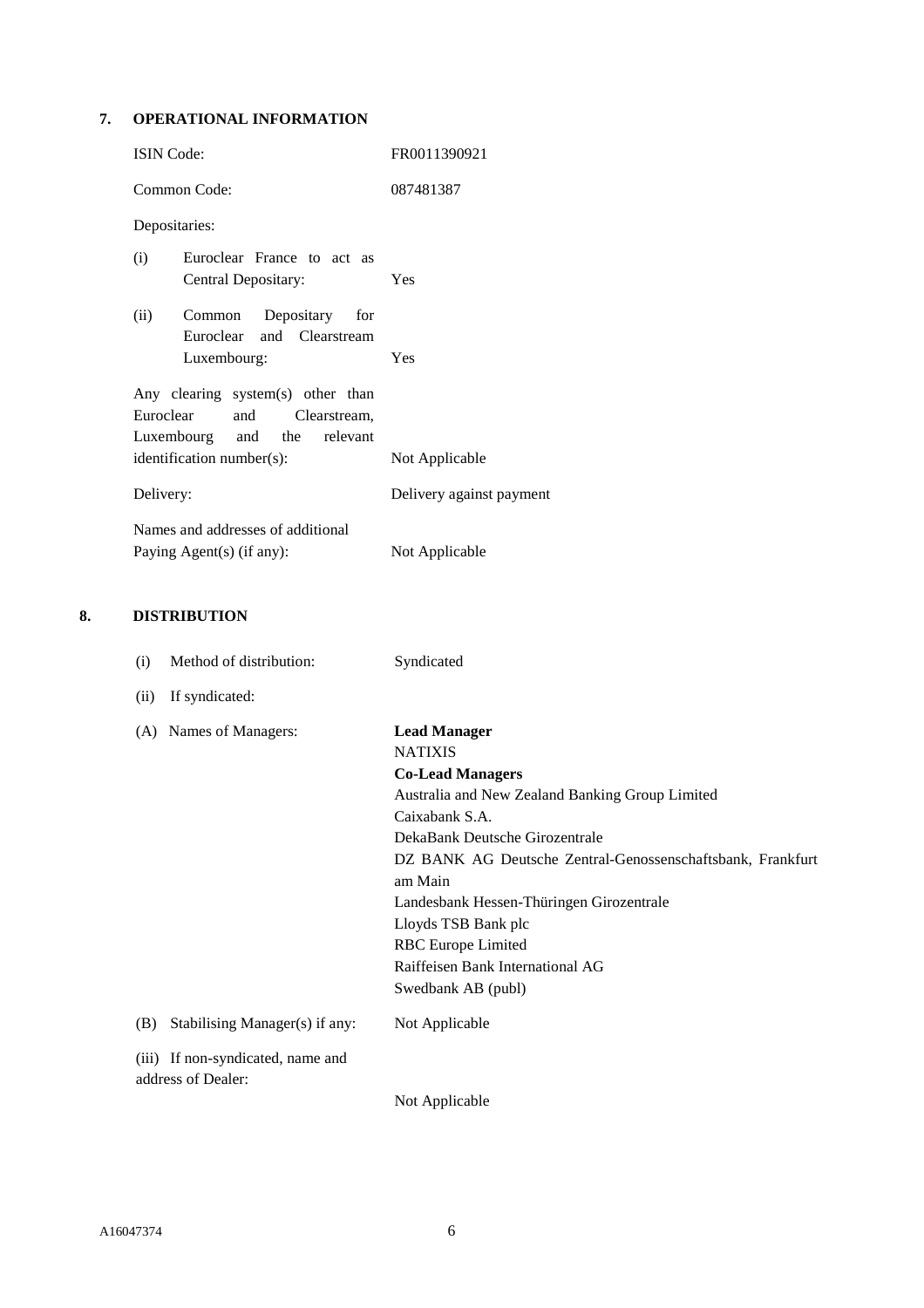## 7. OPERATIONAL INFORMATION

| | |
|---|---|
| ISIN Code: | FR0011390921 |
| Common Code: | 087481387 |
| Depositaries: | |
| (i) Euroclear France to act as Central Depositary: | Yes |
| (ii) Common Depositary for Euroclear and Clearstream Luxembourg: | Yes |
| Any clearing system(s) other than Euroclear and Clearstream, Luxembourg and the relevant identification number(s): | Not Applicable |
| Delivery: | Delivery against payment |
| Names and addresses of additional Paying Agent(s) (if any): | Not Applicable |

## 8. DISTRIBUTION

| | |
|---|---|
| (i) Method of distribution: | Syndicated |
| (ii) If syndicated: | |
| (A) Names of Managers: | **Lead Manager**<br>NATIXIS<br>**Co-Lead Managers**<br>Australia and New Zealand Banking Group Limited<br>Caixabank S.A.<br>DekaBank Deutsche Girozentrale<br>DZ BANK AG Deutsche Zentral-Genossenschaftsbank, Frankfurt am Main<br>Landesbank Hessen-Thüringen Girozentrale<br>Lloyds TSB Bank plc<br>RBC Europe Limited<br>Raiffeisen Bank International AG<br>Swedbank AB (publ) |
| (B) Stabilising Manager(s) if any: | Not Applicable |
| (iii) If non-syndicated, name and address of Dealer: | Not Applicable |

A16047374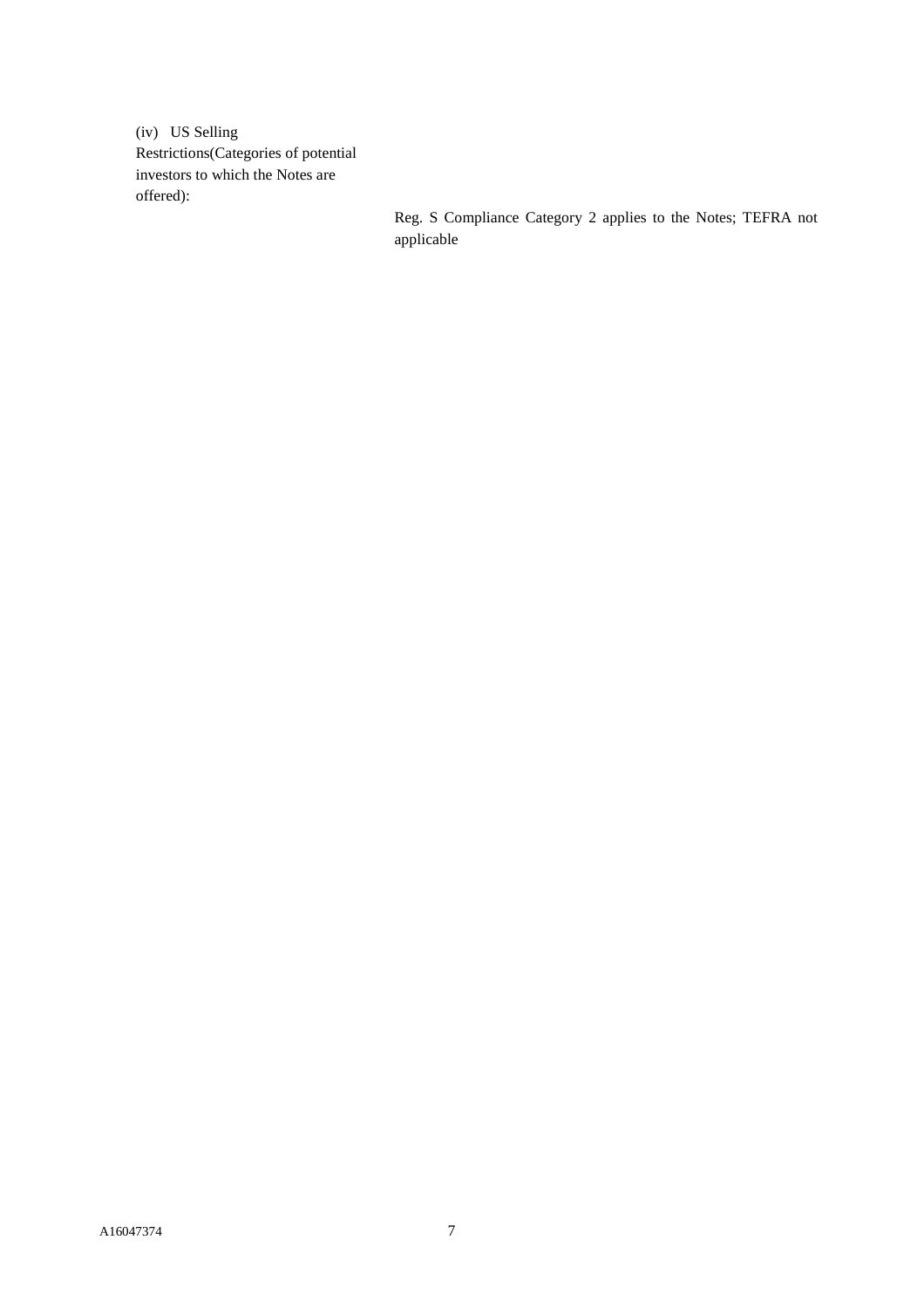| | |
|---|---|
| (iv) US Selling Restrictions(Categories of potential investors to which the Notes are offered): | Reg. S Compliance Category 2 applies to the Notes; TEFRA not applicable |

A16047374